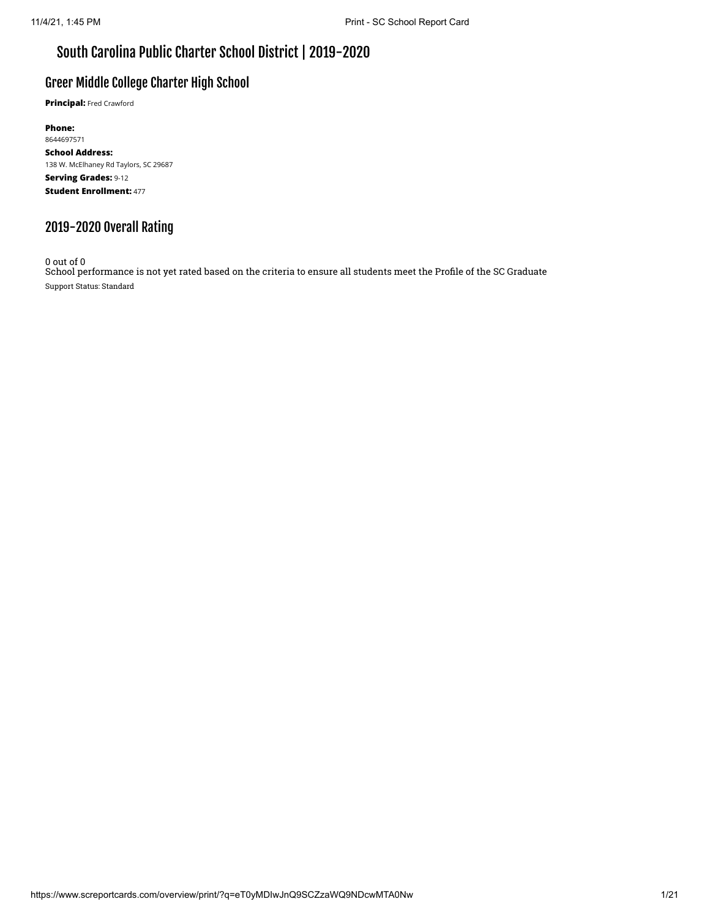# South Carolina Public Charter School District | 2019-2020

## Greer Middle College Charter High School

**Principal:** Fred Crawford

**Phone:**
8644697571

**School Address:**
138 W. McElhaney Rd Taylors, SC 29687

**Serving Grades:** 9-12

**Student Enrollment:** 477

## 2019-2020 Overall Rating

0 out of 0
School performance is not yet rated based on the criteria to ensure all students meet the Profile of the SC Graduate

Support Status: Standard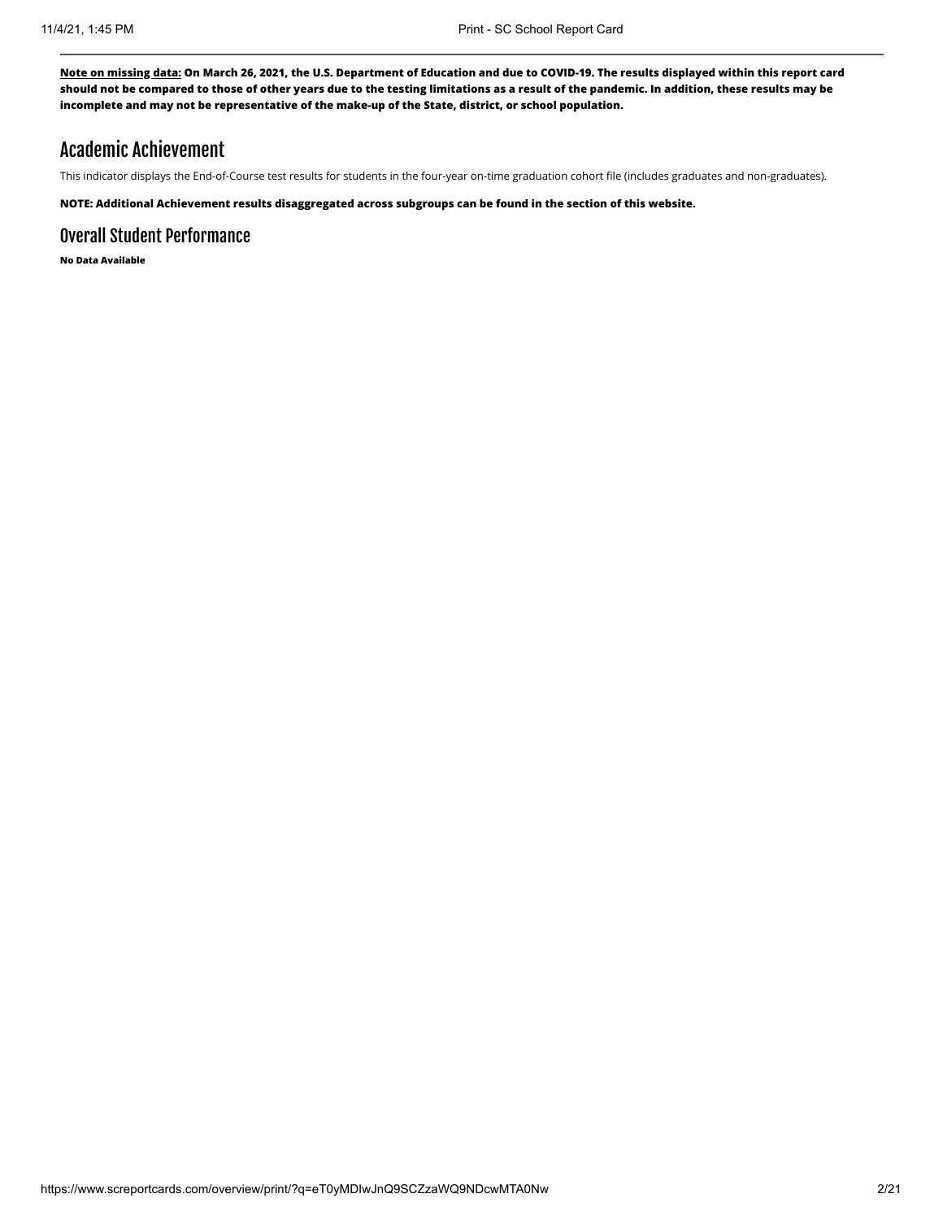**<u>Note on missing data:</u> On March 26, 2021, the U.S. Department of Education and due to COVID-19. The results displayed within this report card should not be compared to those of other years due to the testing limitations as a result of the pandemic. In addition, these results may be incomplete and may not be representative of the make-up of the State, district, or school population.**

# Academic Achievement

This indicator displays the End-of-Course test results for students in the four-year on-time graduation cohort file (includes graduates and non-graduates).

**NOTE: Additional Achievement results disaggregated across subgroups can be found in the section of this website.**

## Overall Student Performance

**No Data Available**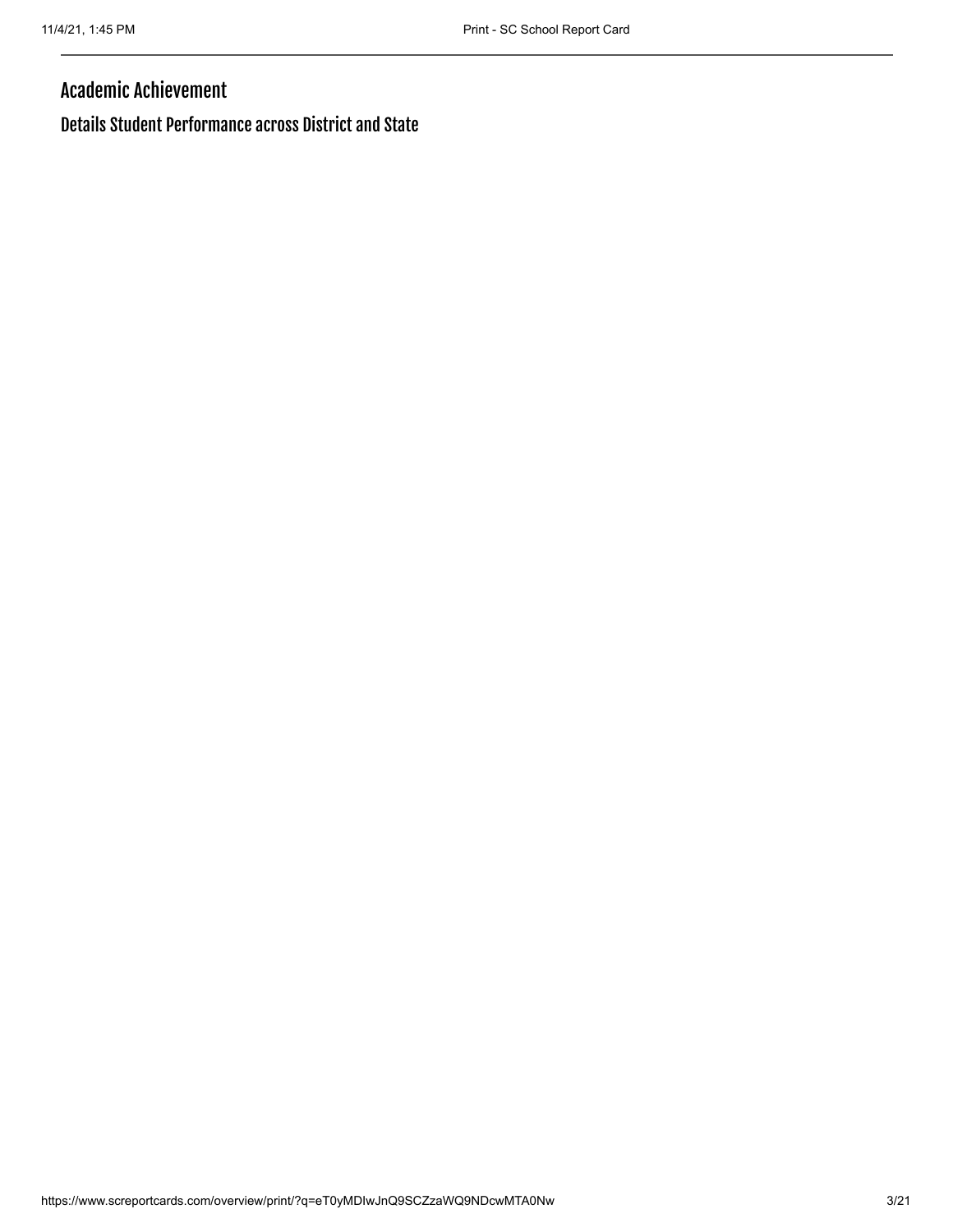# Academic Achievement

## Details Student Performance across District and State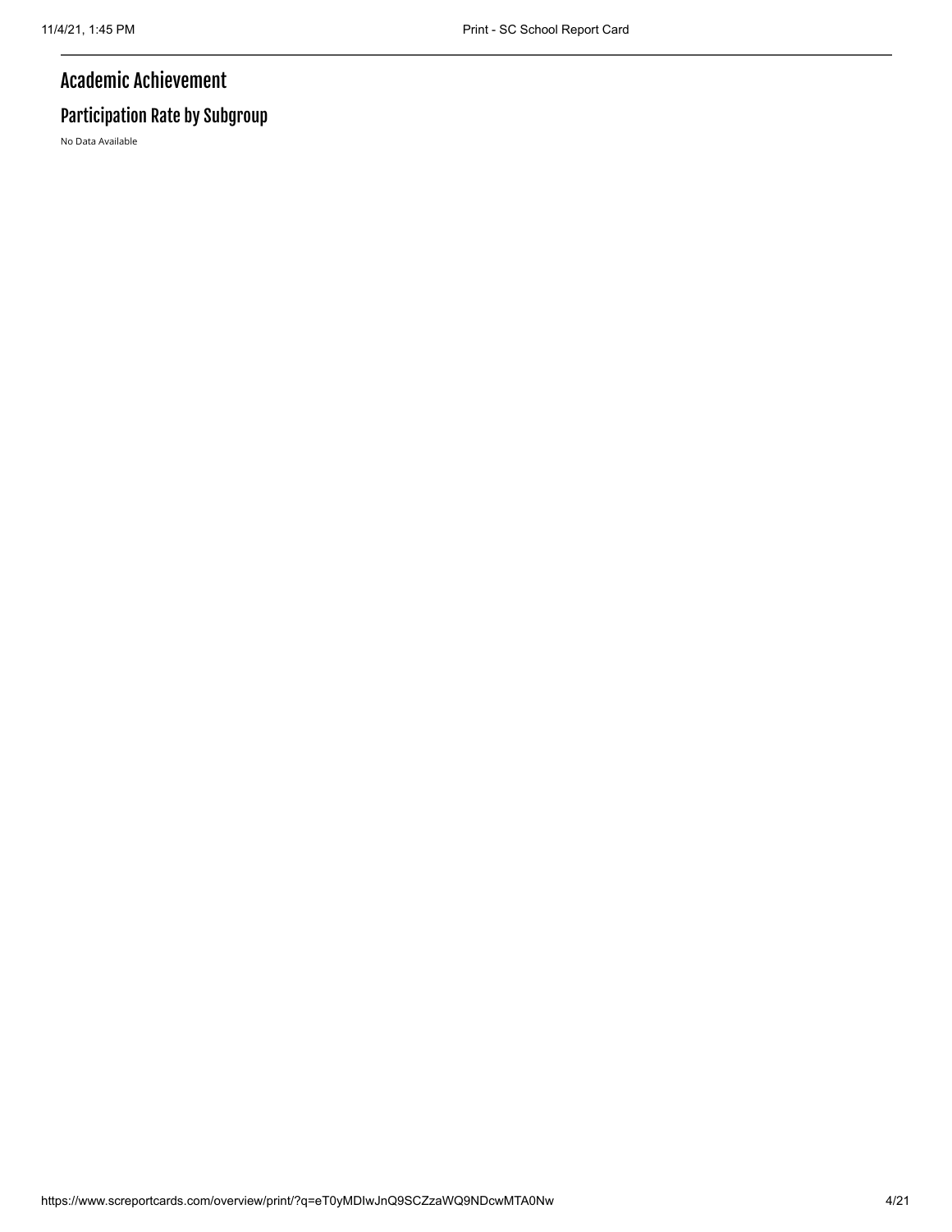# Academic Achievement

## Participation Rate by Subgroup

No Data Available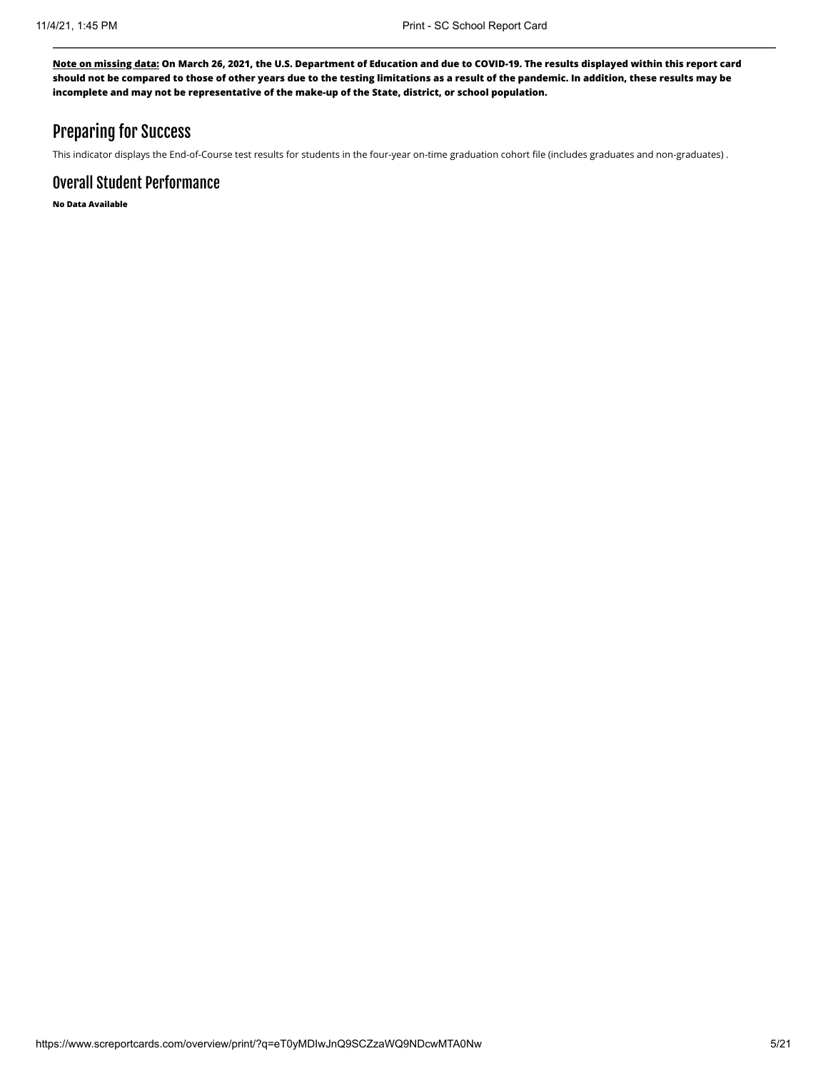**Note on missing data: On March 26, 2021, the U.S. Department of Education and due to COVID-19. The results displayed within this report card should not be compared to those of other years due to the testing limitations as a result of the pandemic. In addition, these results may be incomplete and may not be representative of the make-up of the State, district, or school population.**

## Preparing for Success

This indicator displays the End-of-Course test results for students in the four-year on-time graduation cohort file (includes graduates and non-graduates) .

## Overall Student Performance

**No Data Available**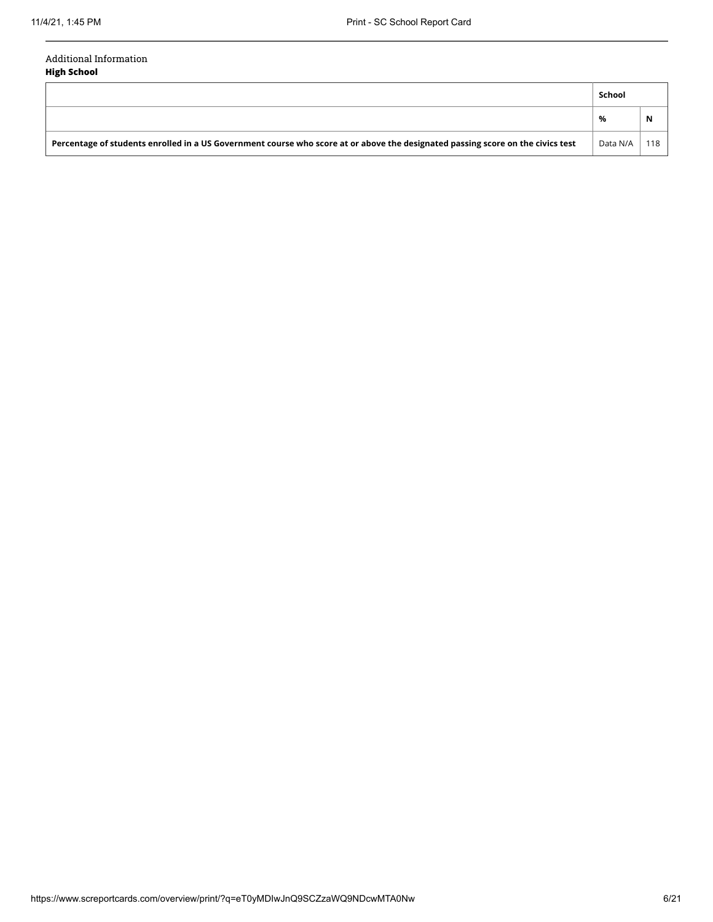Additional Information

**High School**

| | School | |
|---|---|---|
| | % | N |
| **Percentage of students enrolled in a US Government course who score at or above the designated passing score on the civics test** | Data N/A | 118 |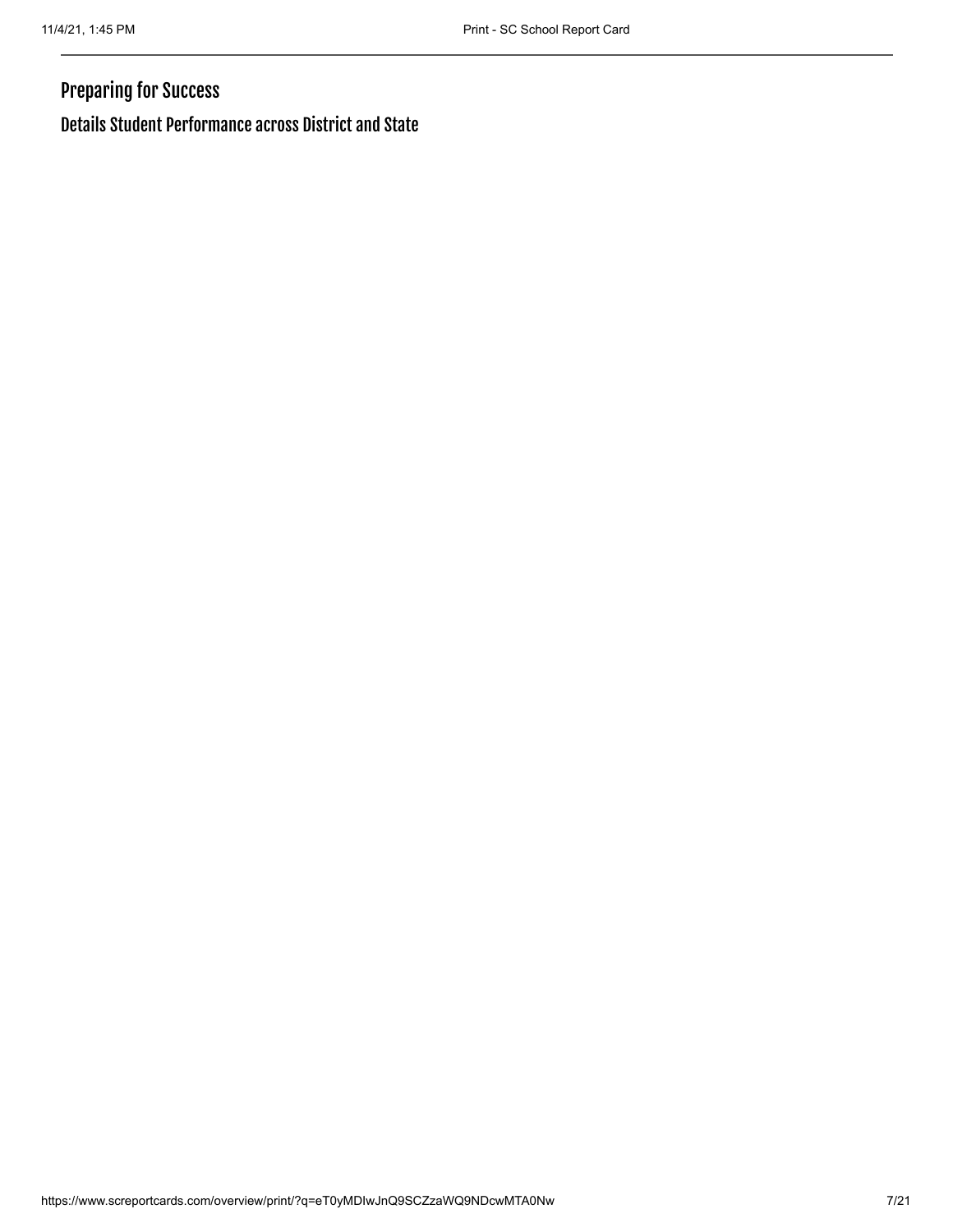## Preparing for Success

### Details Student Performance across District and State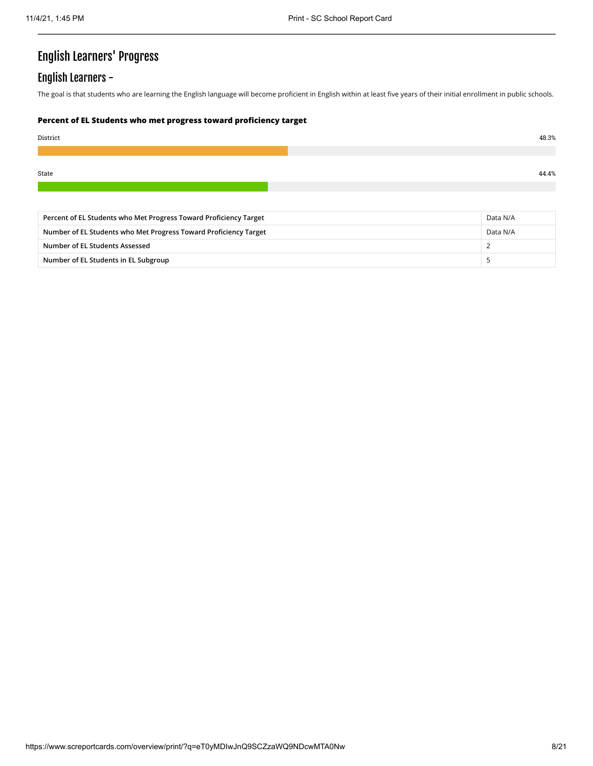# English Learners' Progress

## English Learners -

The goal is that students who are learning the English language will become proficient in English within at least five years of their initial enrollment in public schools.

**Percent of EL Students who met progress toward proficiency target**

District 48.3%

State 44.4%

| | |
|---|---|
| Percent of EL Students who Met Progress Toward Proficiency Target | Data N/A |
| Number of EL Students who Met Progress Toward Proficiency Target | Data N/A |
| Number of EL Students Assessed | 2 |
| Number of EL Students in EL Subgroup | 5 |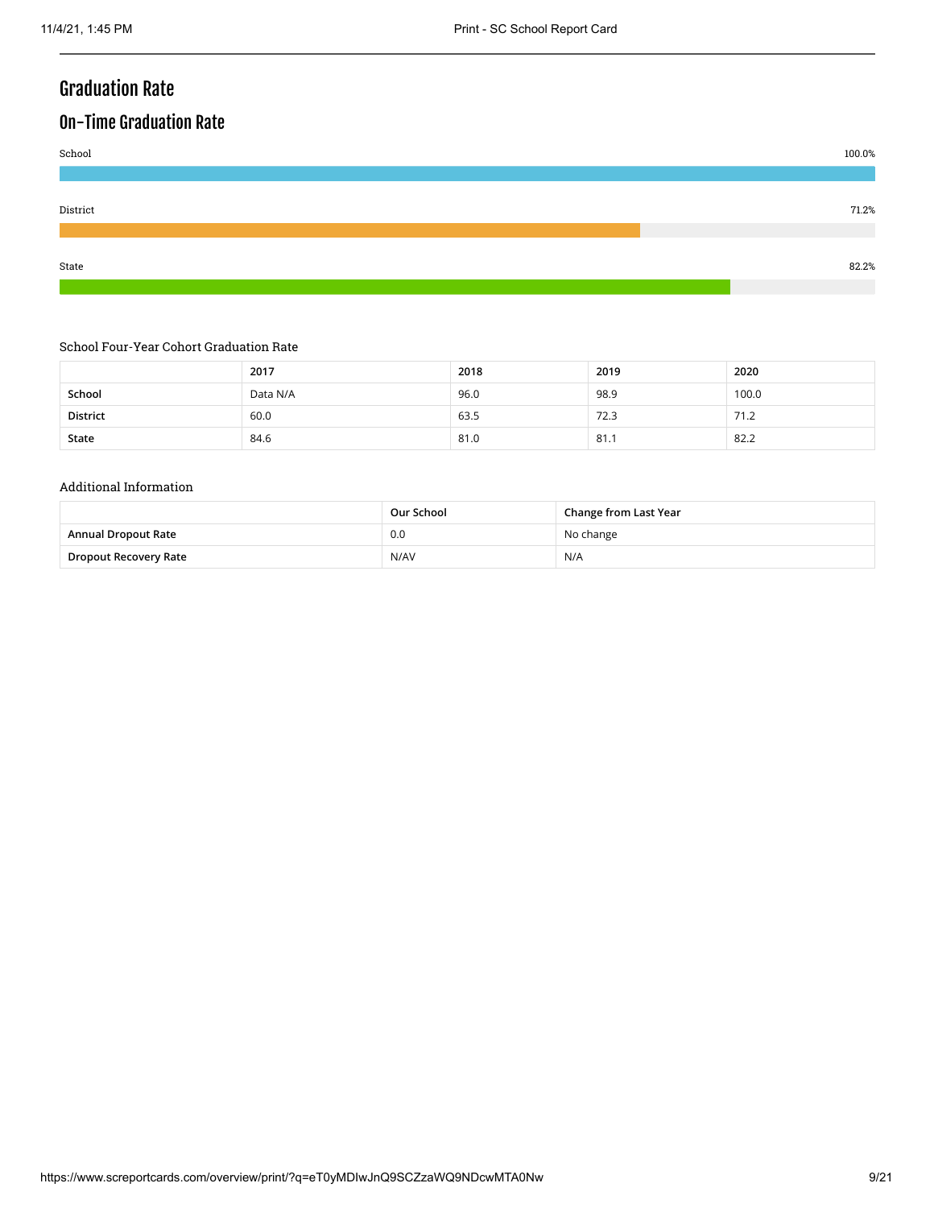# Graduation Rate

## On-Time Graduation Rate

School 100.0%

District 71.2%

State 82.2%

School Four-Year Cohort Graduation Rate

| | 2017 | 2018 | 2019 | 2020 |
|---|---|---|---|---|
| **School** | Data N/A | 96.0 | 98.9 | 100.0 |
| **District** | 60.0 | 63.5 | 72.3 | 71.2 |
| **State** | 84.6 | 81.0 | 81.1 | 82.2 |

Additional Information

| | Our School | Change from Last Year |
|---|---|---|
| **Annual Dropout Rate** | 0.0 | No change |
| **Dropout Recovery Rate** | N/AV | N/A |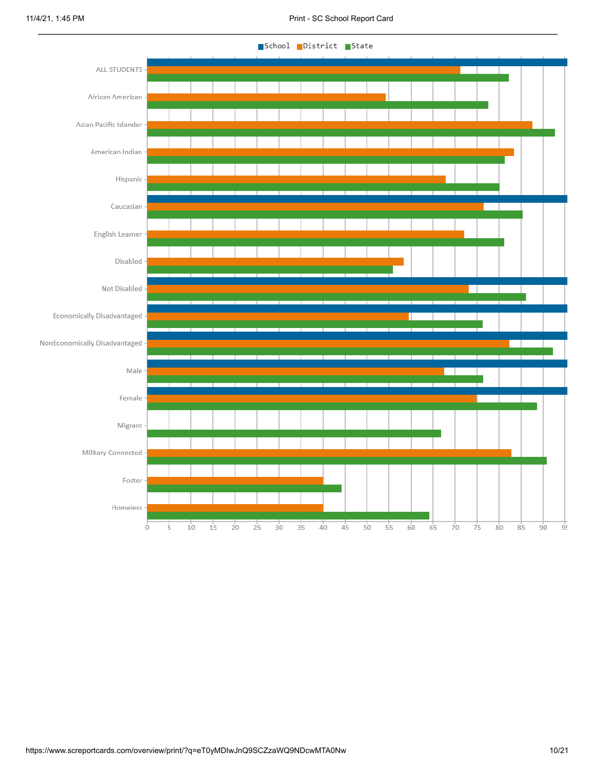■School ■District ■State

ALL STUDENTS

African American

Asian Pacific Islander

American Indian

Hispanic

Caucasian

English Learner

Disabled

Not Disabled

Economically Disadvantaged

NonEconomically Disadvantaged

Male

Female

Migrant

Military Connected

Foster

Homeless

0 5 10 15 20 25 30 35 40 45 50 55 60 65 70 75 80 85 90 95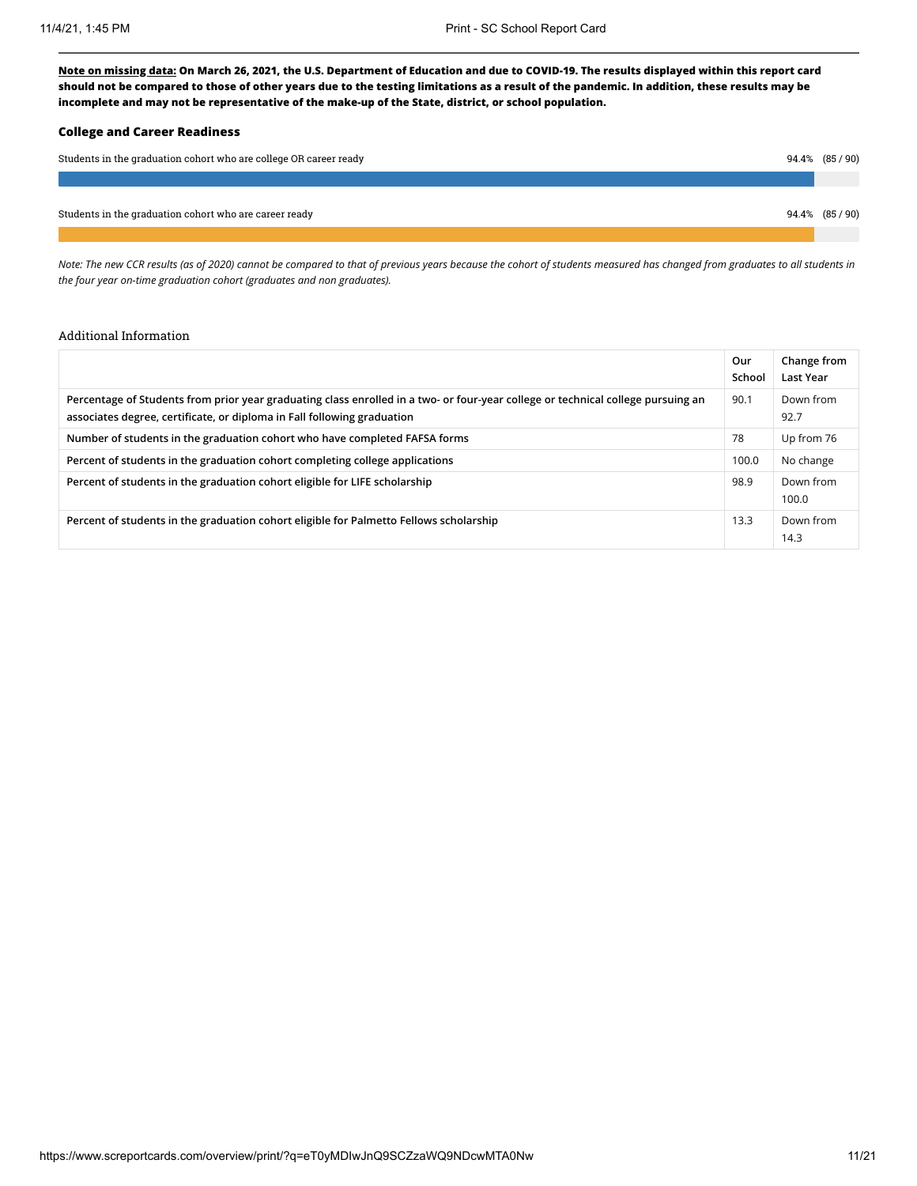**Note on missing data:** **On March 26, 2021, the U.S. Department of Education and due to COVID-19. The results displayed within this report card should not be compared to those of other years due to the testing limitations as a result of the pandemic. In addition, these results may be incomplete and may not be representative of the make-up of the State, district, or school population.**

### College and Career Readiness

Students in the graduation cohort who are college OR career ready 94.4% (85 / 90)

Students in the graduation cohort who are career ready 94.4% (85 / 90)

*Note: The new CCR results (as of 2020) cannot be compared to that of previous years because the cohort of students measured has changed from graduates to all students in the four year on-time graduation cohort (graduates and non graduates).*

Additional Information

| | Our School | Change from Last Year |
|---|---|---|
| Percentage of Students from prior year graduating class enrolled in a two- or four-year college or technical college pursuing an associates degree, certificate, or diploma in Fall following graduation | 90.1 | Down from 92.7 |
| Number of students in the graduation cohort who have completed FAFSA forms | 78 | Up from 76 |
| Percent of students in the graduation cohort completing college applications | 100.0 | No change |
| Percent of students in the graduation cohort eligible for LIFE scholarship | 98.9 | Down from 100.0 |
| Percent of students in the graduation cohort eligible for Palmetto Fellows scholarship | 13.3 | Down from 14.3 |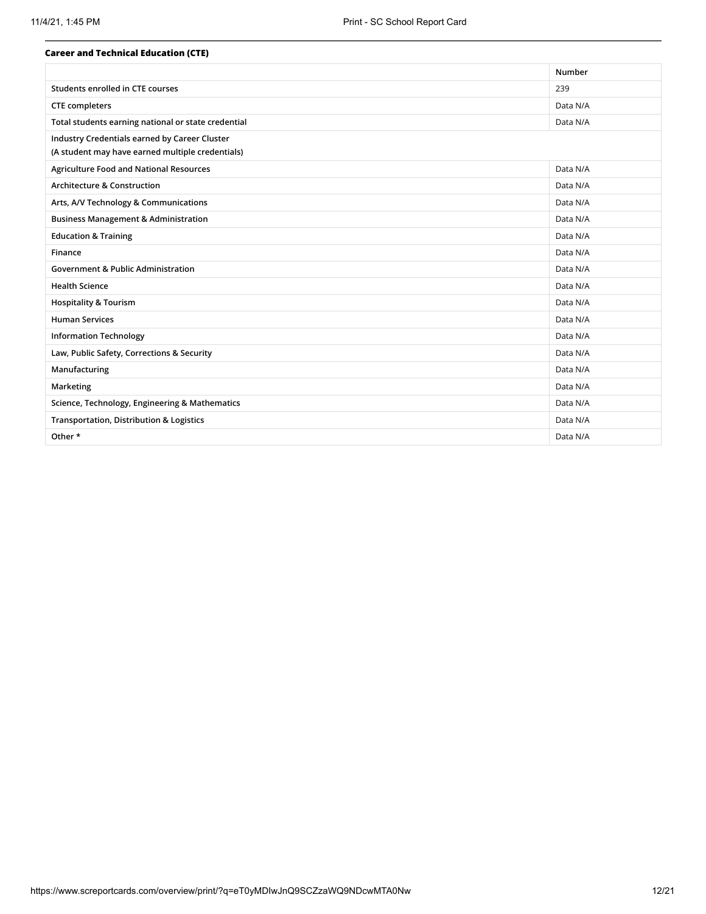**Career and Technical Education (CTE)**

| | Number |
|---|---|
| Students enrolled in CTE courses | 239 |
| CTE completers | Data N/A |
| Total students earning national or state credential | Data N/A |
| Industry Credentials earned by Career Cluster<br>(A student may have earned multiple credentials) | |
| Agriculture Food and National Resources | Data N/A |
| Architecture & Construction | Data N/A |
| Arts, A/V Technology & Communications | Data N/A |
| Business Management & Administration | Data N/A |
| Education & Training | Data N/A |
| Finance | Data N/A |
| Government & Public Administration | Data N/A |
| Health Science | Data N/A |
| Hospitality & Tourism | Data N/A |
| Human Services | Data N/A |
| Information Technology | Data N/A |
| Law, Public Safety, Corrections & Security | Data N/A |
| Manufacturing | Data N/A |
| Marketing | Data N/A |
| Science, Technology, Engineering & Mathematics | Data N/A |
| Transportation, Distribution & Logistics | Data N/A |
| Other * | Data N/A |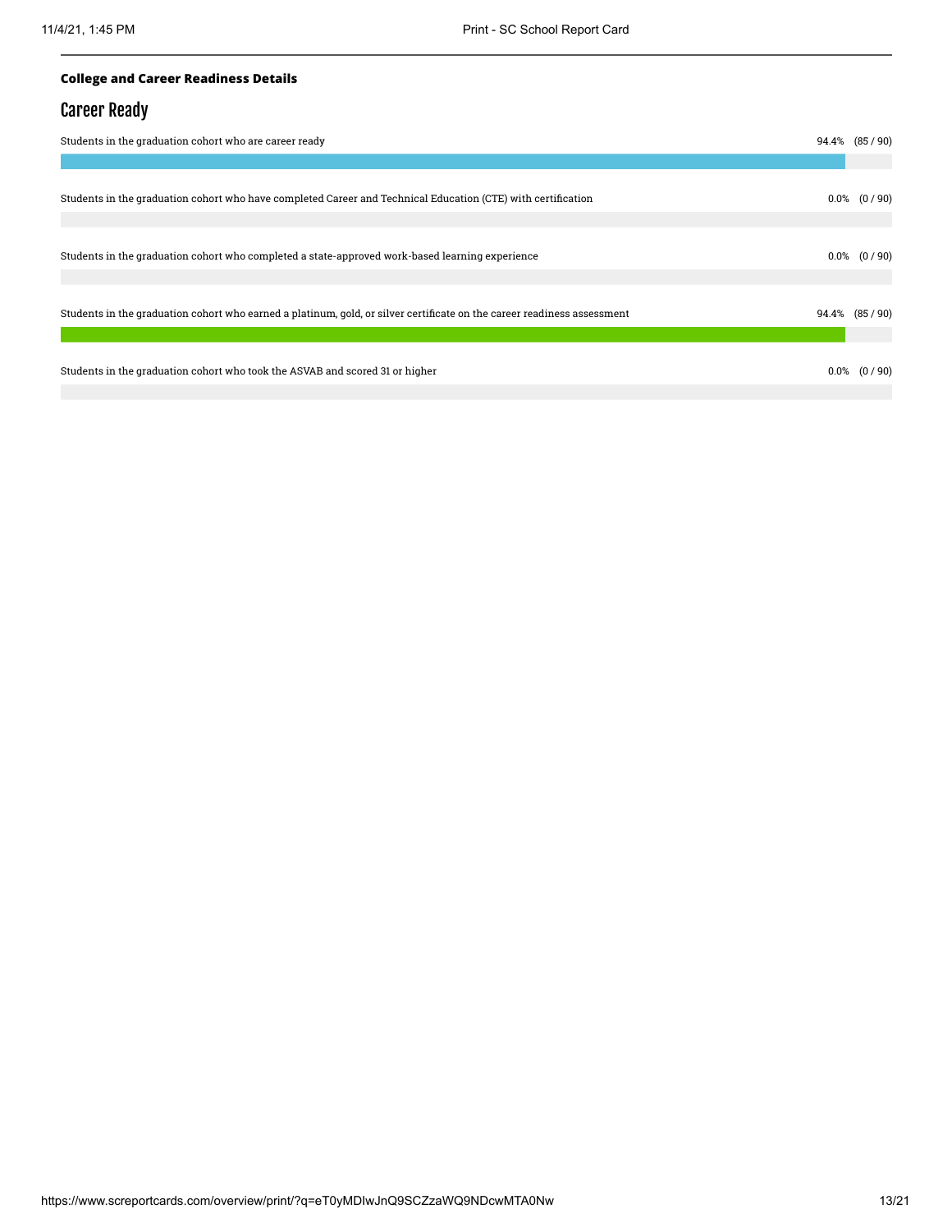**College and Career Readiness Details**

## Career Ready

| Measure | Percent | Count |
|---|---|---|
| Students in the graduation cohort who are career ready | 94.4% | (85 / 90) |
| Students in the graduation cohort who have completed Career and Technical Education (CTE) with certification | 0.0% | (0 / 90) |
| Students in the graduation cohort who completed a state-approved work-based learning experience | 0.0% | (0 / 90) |
| Students in the graduation cohort who earned a platinum, gold, or silver certificate on the career readiness assessment | 94.4% | (85 / 90) |
| Students in the graduation cohort who took the ASVAB and scored 31 or higher | 0.0% | (0 / 90) |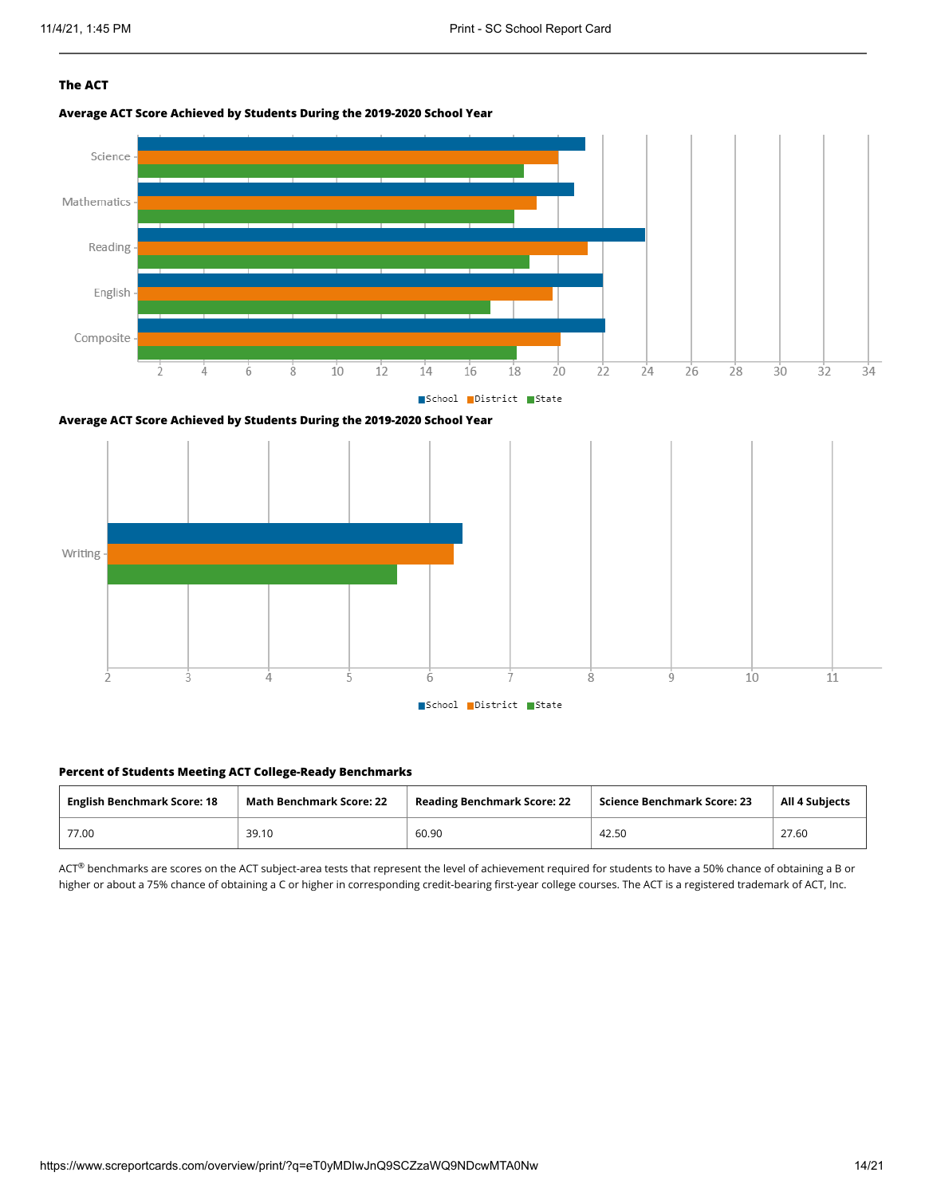**The ACT**

**Average ACT Score Achieved by Students During the 2019-2020 School Year**

**Average ACT Score Achieved by Students During the 2019-2020 School Year**

**Percent of Students Meeting ACT College-Ready Benchmarks**

| English Benchmark Score: 18 | Math Benchmark Score: 22 | Reading Benchmark Score: 22 | Science Benchmark Score: 23 | All 4 Subjects |
|---|---|---|---|---|
| 77.00 | 39.10 | 60.90 | 42.50 | 27.60 |

ACT® benchmarks are scores on the ACT subject-area tests that represent the level of achievement required for students to have a 50% chance of obtaining a B or higher or about a 75% chance of obtaining a C or higher in corresponding credit-bearing first-year college courses. The ACT is a registered trademark of ACT, Inc.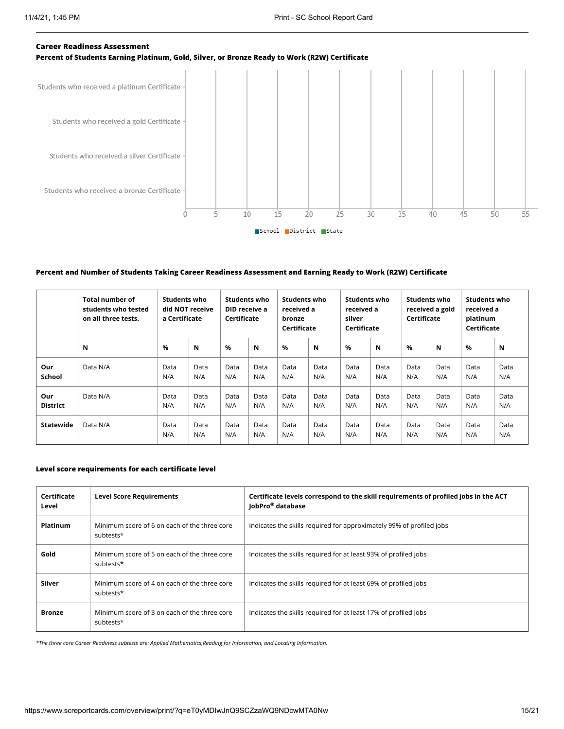**Career Readiness Assessment**

**Percent of Students Earning Platinum, Gold, Silver, or Bronze Ready to Work (R2W) Certificate**

Students who received a platinum Certificate

Students who received a gold Certificate

Students who received a silver Certificate

Students who received a bronze Certificate

0 5 10 15 20 25 30 35 40 45 50 55

School District State

**Percent and Number of Students Taking Career Readiness Assessment and Earning Ready to Work (R2W) Certificate**

| | Total number of students who tested on all three tests. | Students who did NOT receive a Certificate | | Students who DID receive a Certificate | | Students who received a bronze Certificate | | Students who received a silver Certificate | | Students who received a gold Certificate | | Students who received a platinum Certificate | |
|---|---|---|---|---|---|---|---|---|---|---|---|---|---|
| | N | % | N | % | N | % | N | % | N | % | N | % | N |
| **Our School** | Data N/A | Data N/A | Data N/A | Data N/A | Data N/A | Data N/A | Data N/A | Data N/A | Data N/A | Data N/A | Data N/A | Data N/A | Data N/A |
| **Our District** | Data N/A | Data N/A | Data N/A | Data N/A | Data N/A | Data N/A | Data N/A | Data N/A | Data N/A | Data N/A | Data N/A | Data N/A | Data N/A |
| **Statewide** | Data N/A | Data N/A | Data N/A | Data N/A | Data N/A | Data N/A | Data N/A | Data N/A | Data N/A | Data N/A | Data N/A | Data N/A | Data N/A |

**Level score requirements for each certificate level**

| Certificate Level | Level Score Requirements | Certificate levels correspond to the skill requirements of profiled jobs in the ACT JobPro® database |
|---|---|---|
| **Platinum** | Minimum score of 6 on each of the three core subtests* | Indicates the skills required for approximately 99% of profiled jobs |
| **Gold** | Minimum score of 5 on each of the three core subtests* | Indicates the skills required for at least 93% of profiled jobs |
| **Silver** | Minimum score of 4 on each of the three core subtests* | Indicates the skills required for at least 69% of profiled jobs |
| **Bronze** | Minimum score of 3 on each of the three core subtests* | Indicates the skills required for at least 17% of profiled jobs |

*\*The three core Career Readiness subtests are: Applied Mathematics,Reading for Information, and Locating Information.*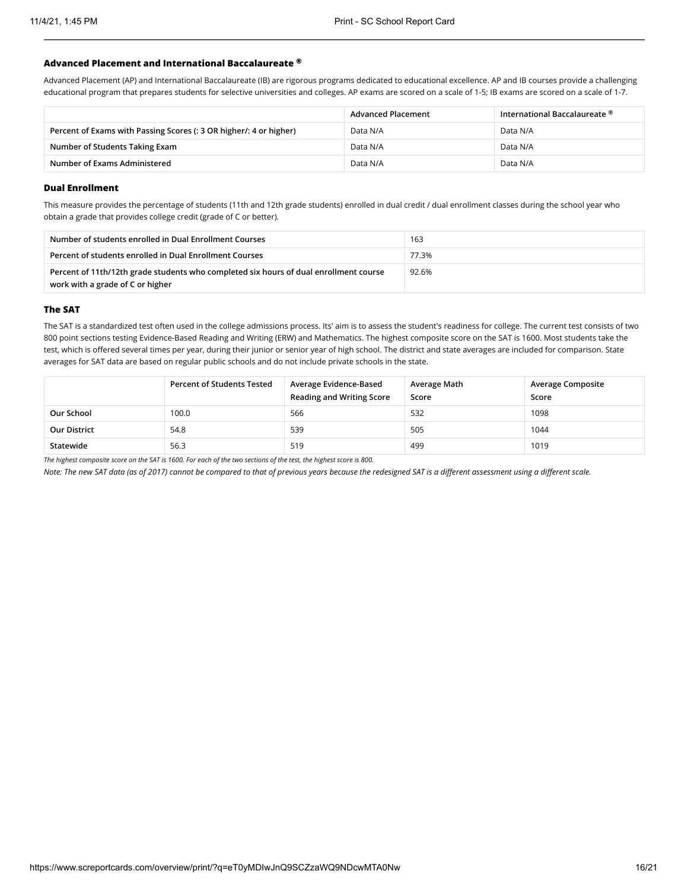### Advanced Placement and International Baccalaureate ®

Advanced Placement (AP) and International Baccalaureate (IB) are rigorous programs dedicated to educational excellence. AP and IB courses provide a challenging educational program that prepares students for selective universities and colleges. AP exams are scored on a scale of 1-5; IB exams are scored on a scale of 1-7.

| | Advanced Placement | International Baccalaureate ® |
|---|---|---|
| Percent of Exams with Passing Scores (: 3 OR higher/: 4 or higher) | Data N/A | Data N/A |
| Number of Students Taking Exam | Data N/A | Data N/A |
| Number of Exams Administered | Data N/A | Data N/A |

### Dual Enrollment

This measure provides the percentage of students (11th and 12th grade students) enrolled in dual credit / dual enrollment classes during the school year who obtain a grade that provides college credit (grade of C or better).

| | |
|---|---|
| Number of students enrolled in Dual Enrollment Courses | 163 |
| Percent of students enrolled in Dual Enrollment Courses | 77.3% |
| Percent of 11th/12th grade students who completed six hours of dual enrollment course work with a grade of C or higher | 92.6% |

### The SAT

The SAT is a standardized test often used in the college admissions process. Its' aim is to assess the student's readiness for college. The current test consists of two 800 point sections testing Evidence-Based Reading and Writing (ERW) and Mathematics. The highest composite score on the SAT is 1600. Most students take the test, which is offered several times per year, during their junior or senior year of high school. The district and state averages are included for comparison. State averages for SAT data are based on regular public schools and do not include private schools in the state.

| | Percent of Students Tested | Average Evidence-Based Reading and Writing Score | Average Math Score | Average Composite Score |
|---|---|---|---|---|
| Our School | 100.0 | 566 | 532 | 1098 |
| Our District | 54.8 | 539 | 505 | 1044 |
| Statewide | 56.3 | 519 | 499 | 1019 |

*The highest composite score on the SAT is 1600. For each of the two sections of the test, the highest score is 800.*

*Note: The new SAT data (as of 2017) cannot be compared to that of previous years because the redesigned SAT is a different assessment using a different scale.*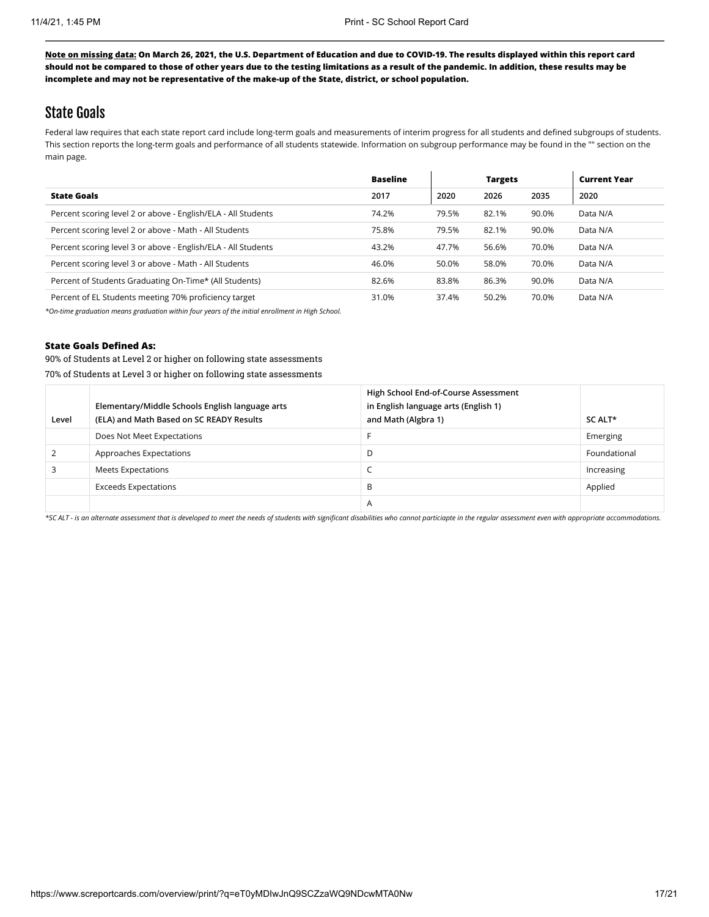**Note on missing data: On March 26, 2021, the U.S. Department of Education and due to COVID-19. The results displayed within this report card should not be compared to those of other years due to the testing limitations as a result of the pandemic. In addition, these results may be incomplete and may not be representative of the make-up of the State, district, or school population.**

## State Goals

Federal law requires that each state report card include long-term goals and measurements of interim progress for all students and defined subgroups of students. This section reports the long-term goals and performance of all students statewide. Information on subgroup performance may be found in the "" section on the main page.

| | Baseline | Targets | | | Current Year |
|---|---|---|---|---|---|
| **State Goals** | 2017 | 2020 | 2026 | 2035 | 2020 |
| Percent scoring level 2 or above - English/ELA - All Students | 74.2% | 79.5% | 82.1% | 90.0% | Data N/A |
| Percent scoring level 2 or above - Math - All Students | 75.8% | 79.5% | 82.1% | 90.0% | Data N/A |
| Percent scoring level 3 or above - English/ELA - All Students | 43.2% | 47.7% | 56.6% | 70.0% | Data N/A |
| Percent scoring level 3 or above - Math - All Students | 46.0% | 50.0% | 58.0% | 70.0% | Data N/A |
| Percent of Students Graduating On-Time* (All Students) | 82.6% | 83.8% | 86.3% | 90.0% | Data N/A |
| Percent of EL Students meeting 70% proficiency target | 31.0% | 37.4% | 50.2% | 70.0% | Data N/A |

*\*On-time graduation means graduation within four years of the initial enrollment in High School.*

**State Goals Defined As:**

90% of Students at Level 2 or higher on following state assessments

70% of Students at Level 3 or higher on following state assessments

| Level | Elementary/Middle Schools English language arts (ELA) and Math Based on SC READY Results | High School End-of-Course Assessment in English language arts (English 1) and Math (Algbra 1) | SC ALT* |
|---|---|---|---|
| | Does Not Meet Expectations | F | Emerging |
| 2 | Approaches Expectations | D | Foundational |
| 3 | Meets Expectations | C | Increasing |
| | Exceeds Expectations | B | Applied |
| | | A | |

*\*SC ALT - is an alternate assessment that is developed to meet the needs of students with significant disabilities who cannot particiapte in the regular assessment even with appropriate accommodations.*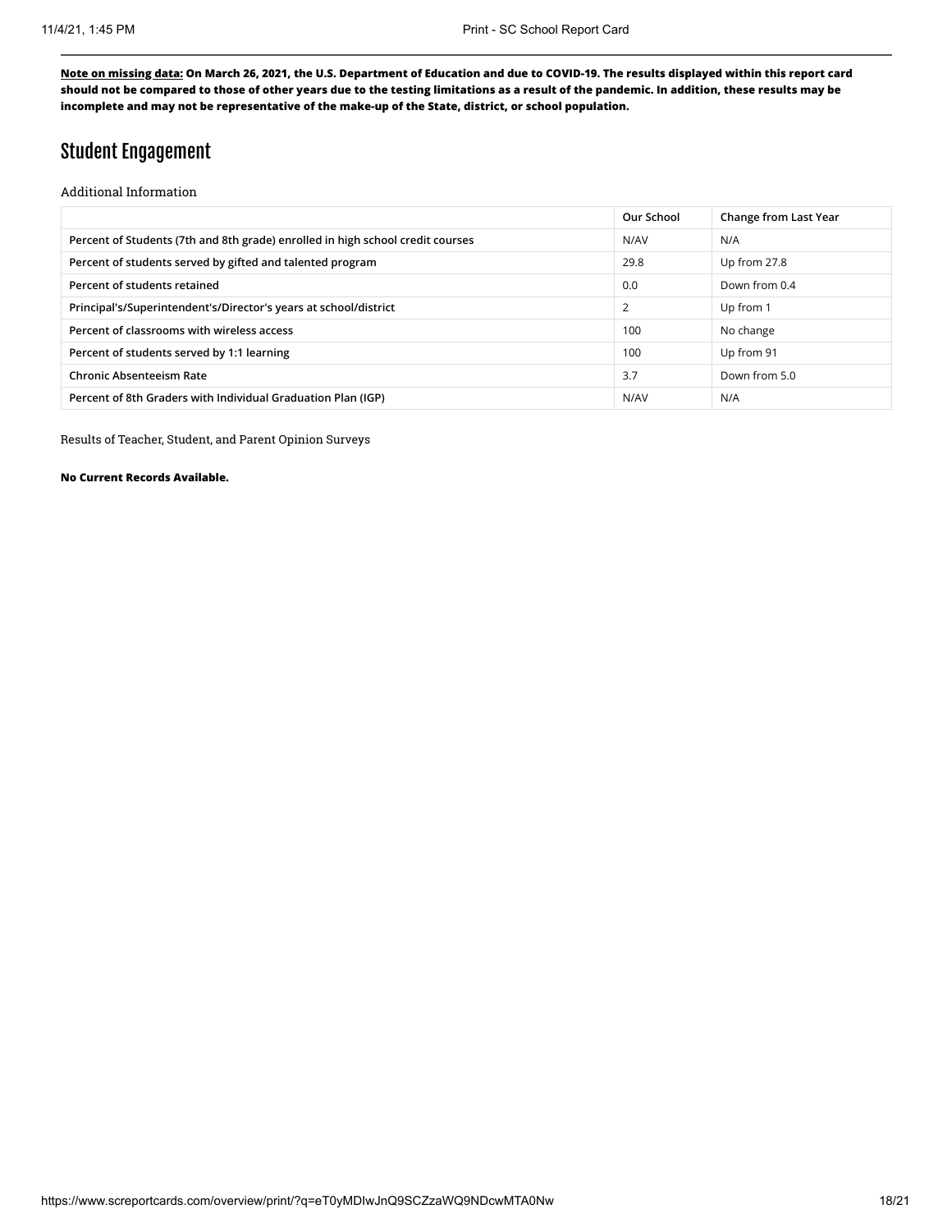**Note on missing data: On March 26, 2021, the U.S. Department of Education and due to COVID-19. The results displayed within this report card should not be compared to those of other years due to the testing limitations as a result of the pandemic. In addition, these results may be incomplete and may not be representative of the make-up of the State, district, or school population.**

## Student Engagement

Additional Information

| | Our School | Change from Last Year |
|---|---|---|
| Percent of Students (7th and 8th grade) enrolled in high school credit courses | N/AV | N/A |
| Percent of students served by gifted and talented program | 29.8 | Up from 27.8 |
| Percent of students retained | 0.0 | Down from 0.4 |
| Principal's/Superintendent's/Director's years at school/district | 2 | Up from 1 |
| Percent of classrooms with wireless access | 100 | No change |
| Percent of students served by 1:1 learning | 100 | Up from 91 |
| Chronic Absenteeism Rate | 3.7 | Down from 5.0 |
| Percent of 8th Graders with Individual Graduation Plan (IGP) | N/AV | N/A |

Results of Teacher, Student, and Parent Opinion Surveys

**No Current Records Available.**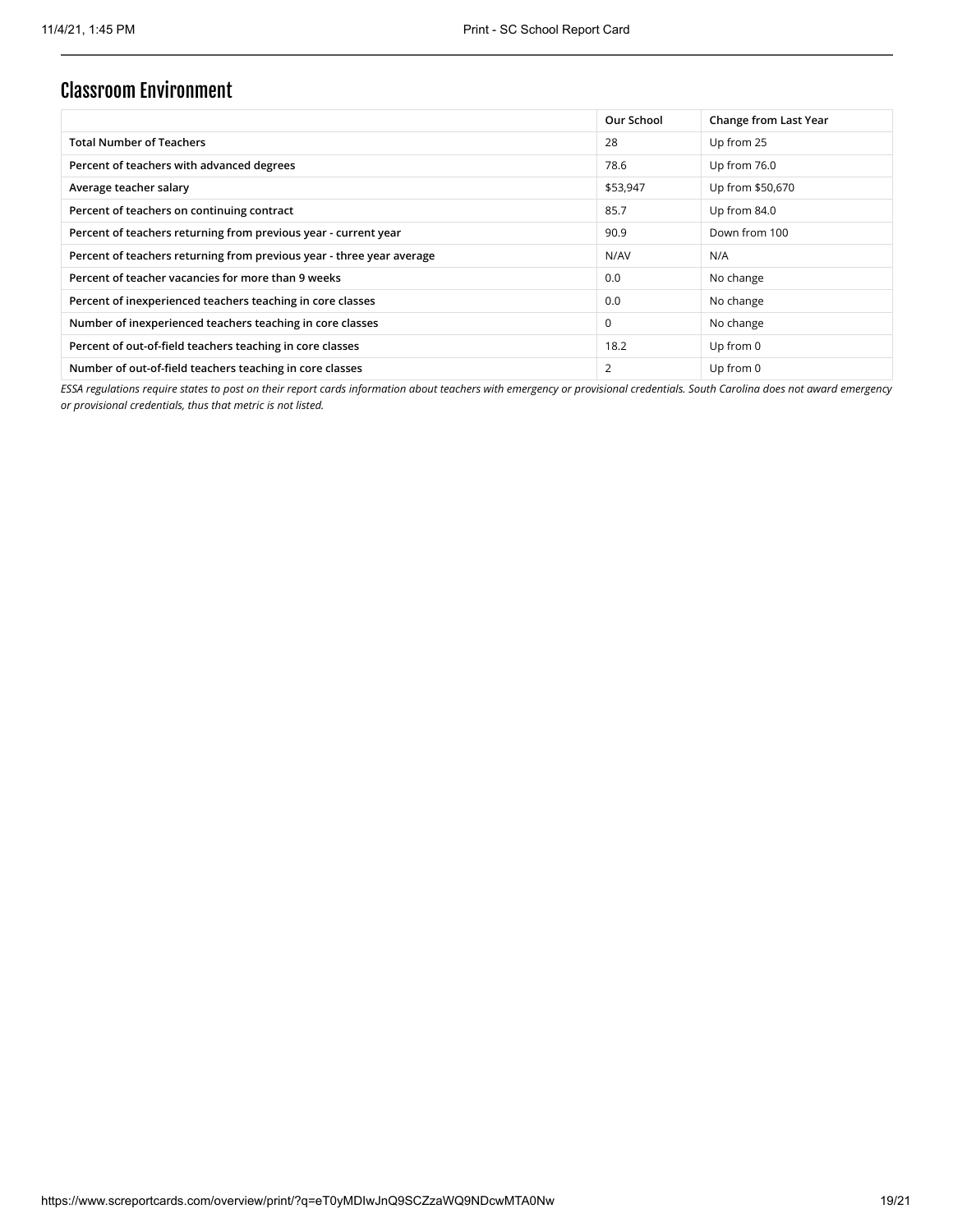## Classroom Environment

| | Our School | Change from Last Year |
|---|---|---|
| Total Number of Teachers | 28 | Up from 25 |
| Percent of teachers with advanced degrees | 78.6 | Up from 76.0 |
| Average teacher salary | $53,947 | Up from $50,670 |
| Percent of teachers on continuing contract | 85.7 | Up from 84.0 |
| Percent of teachers returning from previous year - current year | 90.9 | Down from 100 |
| Percent of teachers returning from previous year - three year average | N/AV | N/A |
| Percent of teacher vacancies for more than 9 weeks | 0.0 | No change |
| Percent of inexperienced teachers teaching in core classes | 0.0 | No change |
| Number of inexperienced teachers teaching in core classes | 0 | No change |
| Percent of out-of-field teachers teaching in core classes | 18.2 | Up from 0 |
| Number of out-of-field teachers teaching in core classes | 2 | Up from 0 |

*ESSA regulations require states to post on their report cards information about teachers with emergency or provisional credentials. South Carolina does not award emergency or provisional credentials, thus that metric is not listed.*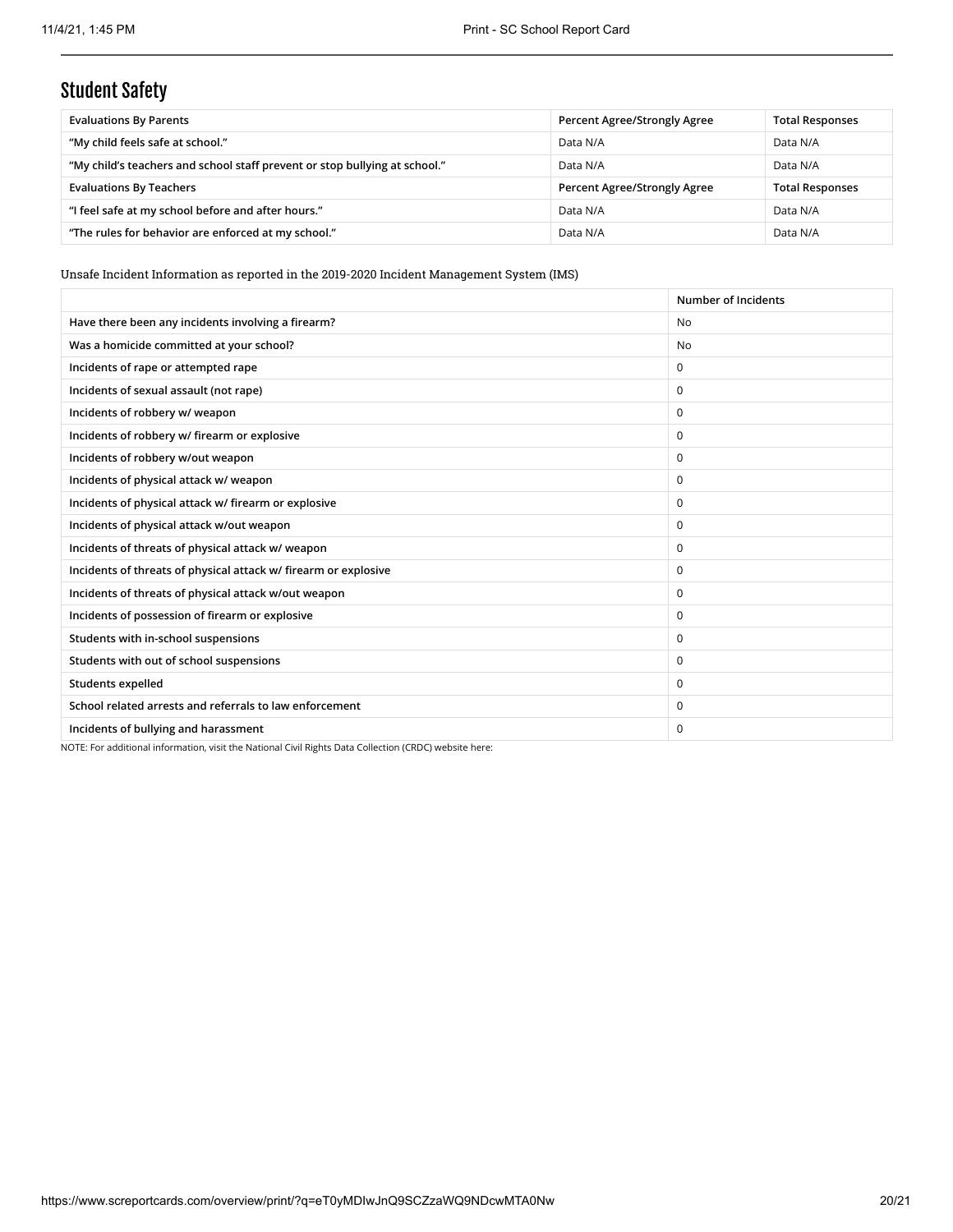## Student Safety

| Evaluations By Parents | Percent Agree/Strongly Agree | Total Responses |
|---|---|---|
| "My child feels safe at school." | Data N/A | Data N/A |
| "My child's teachers and school staff prevent or stop bullying at school." | Data N/A | Data N/A |
| **Evaluations By Teachers** | **Percent Agree/Strongly Agree** | **Total Responses** |
| "I feel safe at my school before and after hours." | Data N/A | Data N/A |
| "The rules for behavior are enforced at my school." | Data N/A | Data N/A |

Unsafe Incident Information as reported in the 2019-2020 Incident Management System (IMS)

| | Number of Incidents |
|---|---|
| Have there been any incidents involving a firearm? | No |
| Was a homicide committed at your school? | No |
| Incidents of rape or attempted rape | 0 |
| Incidents of sexual assault (not rape) | 0 |
| Incidents of robbery w/ weapon | 0 |
| Incidents of robbery w/ firearm or explosive | 0 |
| Incidents of robbery w/out weapon | 0 |
| Incidents of physical attack w/ weapon | 0 |
| Incidents of physical attack w/ firearm or explosive | 0 |
| Incidents of physical attack w/out weapon | 0 |
| Incidents of threats of physical attack w/ weapon | 0 |
| Incidents of threats of physical attack w/ firearm or explosive | 0 |
| Incidents of threats of physical attack w/out weapon | 0 |
| Incidents of possession of firearm or explosive | 0 |
| Students with in-school suspensions | 0 |
| Students with out of school suspensions | 0 |
| Students expelled | 0 |
| School related arrests and referrals to law enforcement | 0 |
| Incidents of bullying and harassment | 0 |

NOTE: For additional information, visit the National Civil Rights Data Collection (CRDC) website here: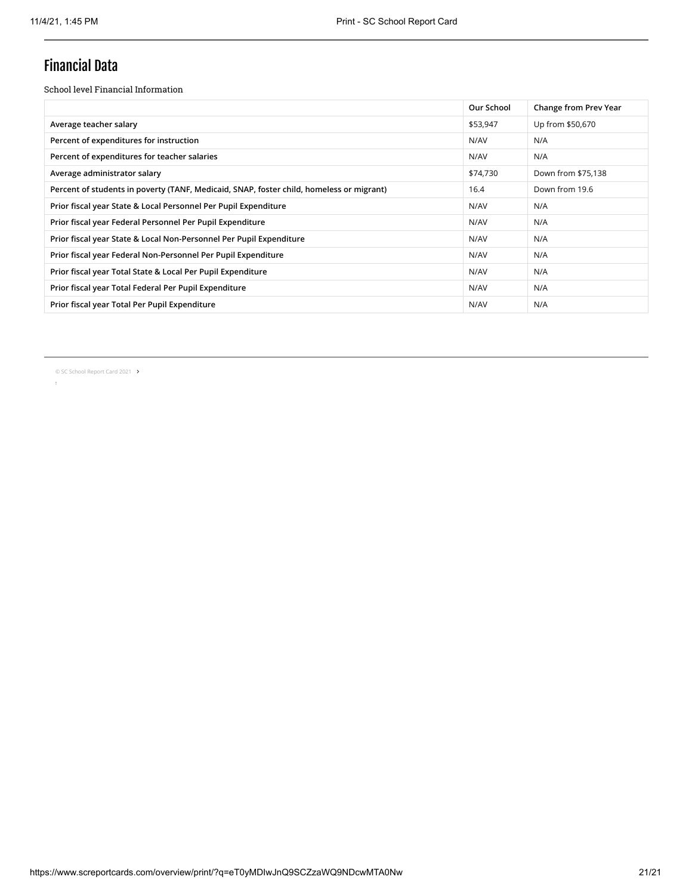## Financial Data

School level Financial Information

| | Our School | Change from Prev Year |
|---|---|---|
| Average teacher salary | $53,947 | Up from $50,670 |
| Percent of expenditures for instruction | N/AV | N/A |
| Percent of expenditures for teacher salaries | N/AV | N/A |
| Average administrator salary | $74,730 | Down from $75,138 |
| Percent of students in poverty (TANF, Medicaid, SNAP, foster child, homeless or migrant) | 16.4 | Down from 19.6 |
| Prior fiscal year State & Local Personnel Per Pupil Expenditure | N/AV | N/A |
| Prior fiscal year Federal Personnel Per Pupil Expenditure | N/AV | N/A |
| Prior fiscal year State & Local Non-Personnel Per Pupil Expenditure | N/AV | N/A |
| Prior fiscal year Federal Non-Personnel Per Pupil Expenditure | N/AV | N/A |
| Prior fiscal year Total State & Local Per Pupil Expenditure | N/AV | N/A |
| Prior fiscal year Total Federal Per Pupil Expenditure | N/AV | N/A |
| Prior fiscal year Total Per Pupil Expenditure | N/AV | N/A |

© SC School Report Card 2021